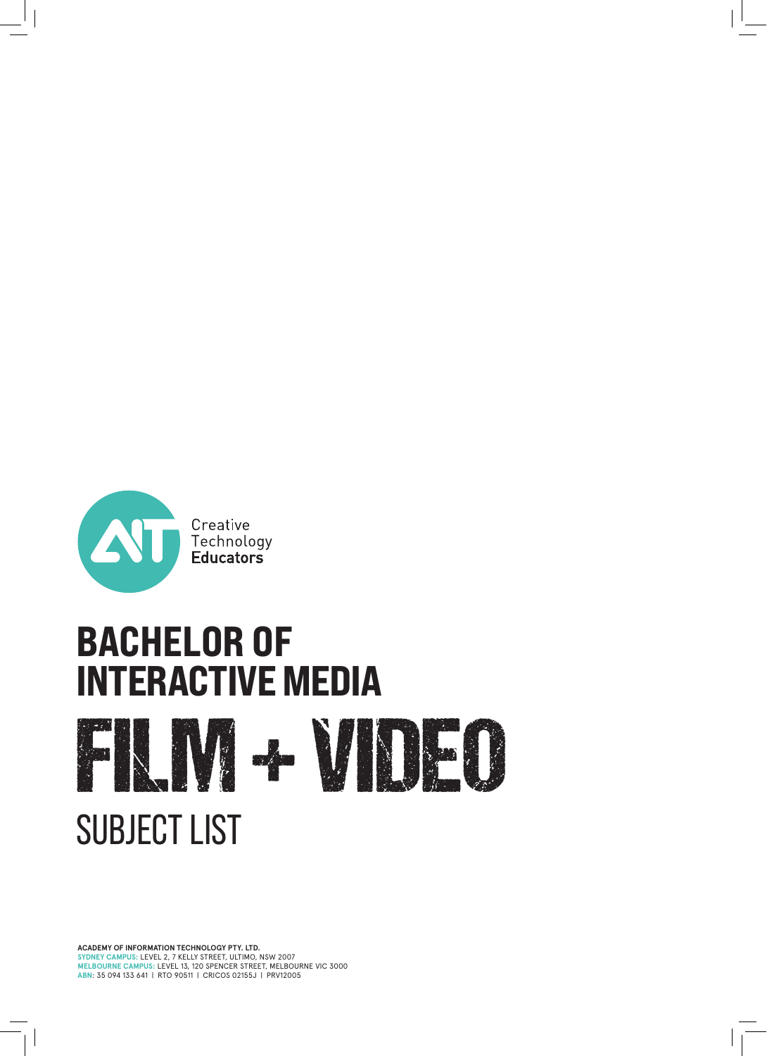Creative Technology **Educators**

# BACHELOR OF INTERACTIVE MEDIA

# FILM + VIDEO

## SUBJECT LIST

**ACADEMY OF INFORMATION TECHNOLOGY PTY. LTD.**
**SYDNEY CAMPUS:** LEVEL 2, 7 KELLY STREET, ULTIMO, NSW 2007
**MELBOURNE CAMPUS:** LEVEL 13, 120 SPENCER STREET, MELBOURNE VIC 3000
**ABN:** 35 094 133 641 | RTO 90511 | CRICOS 02155J | PRV12005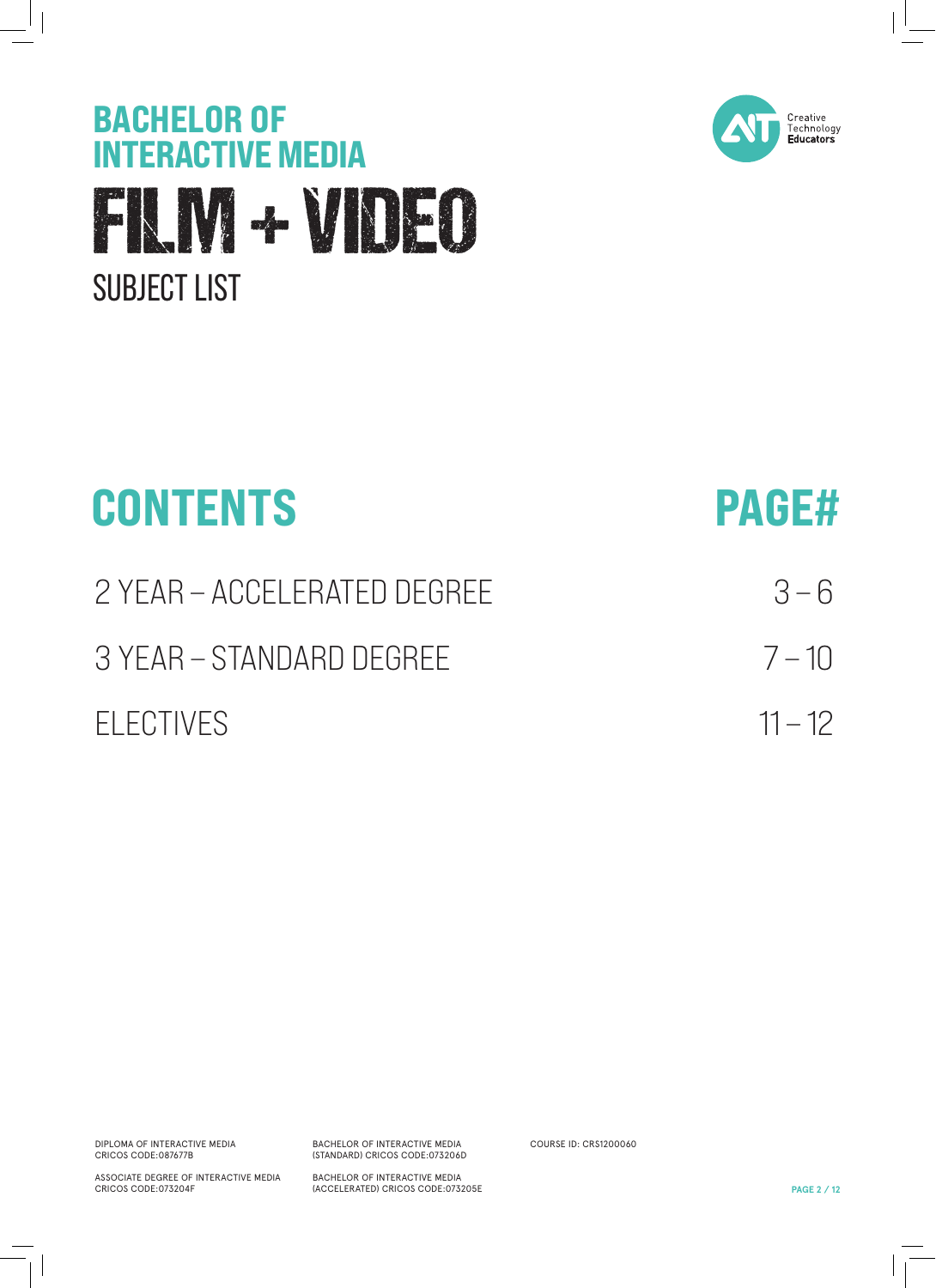# BACHELOR OF INTERACTIVE MEDIA

# FILM + VIDEO

## SUBJECT LIST

Creative Technology Educators

| CONTENTS | PAGE# |
| --- | --- |
| 2 YEAR – ACCELERATED DEGREE | 3 – 6 |
| 3 YEAR – STANDARD DEGREE | 7 – 10 |
| ELECTIVES | 11 – 12 |

DIPLOMA OF INTERACTIVE MEDIA
CRICOS CODE:087677B

ASSOCIATE DEGREE OF INTERACTIVE MEDIA
CRICOS CODE:073204F

BACHELOR OF INTERACTIVE MEDIA
(STANDARD) CRICOS CODE:073206D

BACHELOR OF INTERACTIVE MEDIA
(ACCELERATED) CRICOS CODE:073205E

COURSE ID: CRS1200060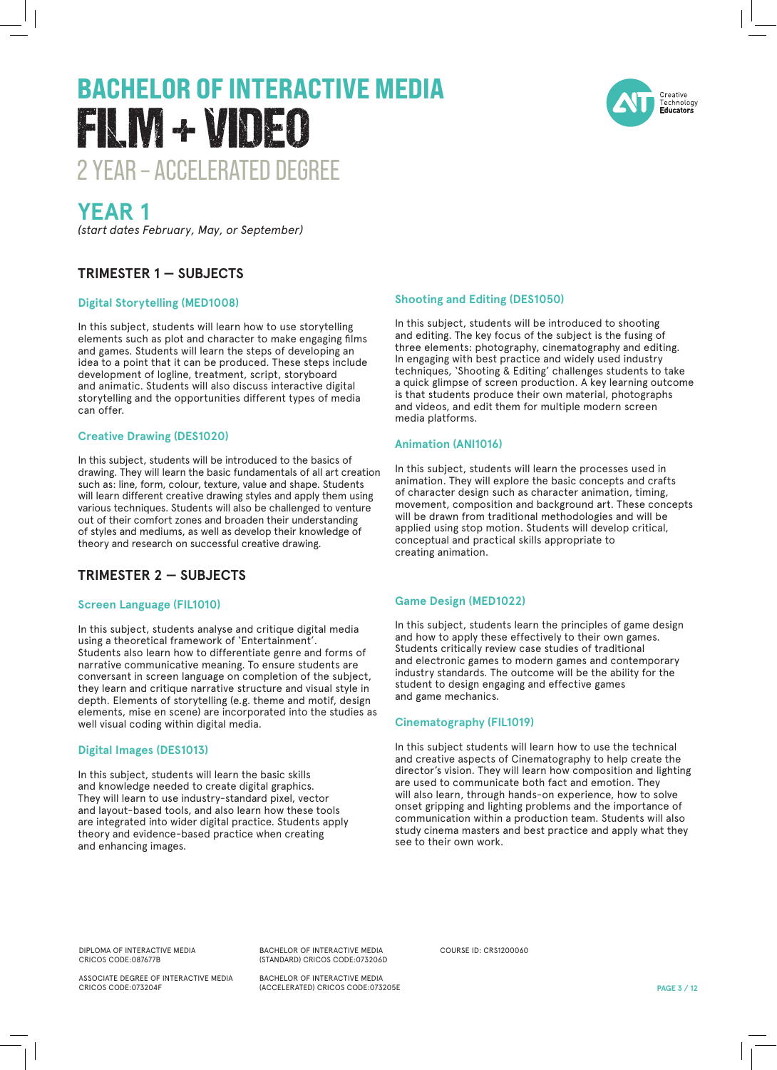# BACHELOR OF INTERACTIVE MEDIA
# FILM + VIDEO
## 2 YEAR – ACCELERATED DEGREE

## YEAR 1

*(start dates February, May, or September)*

### TRIMESTER 1 — SUBJECTS

#### Digital Storytelling (MED1008)

In this subject, students will learn how to use storytelling elements such as plot and character to make engaging films and games. Students will learn the steps of developing an idea to a point that it can be produced. These steps include development of logline, treatment, script, storyboard and animatic. Students will also discuss interactive digital storytelling and the opportunities different types of media can offer.

#### Creative Drawing (DES1020)

In this subject, students will be introduced to the basics of drawing. They will learn the basic fundamentals of all art creation such as: line, form, colour, texture, value and shape. Students will learn different creative drawing styles and apply them using various techniques. Students will also be challenged to venture out of their comfort zones and broaden their understanding of styles and mediums, as well as develop their knowledge of theory and research on successful creative drawing.

#### Shooting and Editing (DES1050)

In this subject, students will be introduced to shooting and editing. The key focus of the subject is the fusing of three elements: photography, cinematography and editing. In engaging with best practice and widely used industry techniques, 'Shooting & Editing' challenges students to take a quick glimpse of screen production. A key learning outcome is that students produce their own material, photographs and videos, and edit them for multiple modern screen media platforms.

#### Animation (ANI1016)

In this subject, students will learn the processes used in animation. They will explore the basic concepts and crafts of character design such as character animation, timing, movement, composition and background art. These concepts will be drawn from traditional methodologies and will be applied using stop motion. Students will develop critical, conceptual and practical skills appropriate to creating animation.

### TRIMESTER 2 — SUBJECTS

#### Screen Language (FIL1010)

In this subject, students analyse and critique digital media using a theoretical framework of 'Entertainment'. Students also learn how to differentiate genre and forms of narrative communicative meaning. To ensure students are conversant in screen language on completion of the subject, they learn and critique narrative structure and visual style in depth. Elements of storytelling (e.g. theme and motif, design elements, mise en scene) are incorporated into the studies as well visual coding within digital media.

#### Digital Images (DES1013)

In this subject, students will learn the basic skills and knowledge needed to create digital graphics. They will learn to use industry-standard pixel, vector and layout-based tools, and also learn how these tools are integrated into wider digital practice. Students apply theory and evidence-based practice when creating and enhancing images.

#### Game Design (MED1022)

In this subject, students learn the principles of game design and how to apply these effectively to their own games. Students critically review case studies of traditional and electronic games to modern games and contemporary industry standards. The outcome will be the ability for the student to design engaging and effective games and game mechanics.

#### Cinematography (FIL1019)

In this subject students will learn how to use the technical and creative aspects of Cinematography to help create the director's vision. They will learn how composition and lighting are used to communicate both fact and emotion. They will also learn, through hands-on experience, how to solve onset gripping and lighting problems and the importance of communication within a production team. Students will also study cinema masters and best practice and apply what they see to their own work.

DIPLOMA OF INTERACTIVE MEDIA
CRICOS CODE:087677B

ASSOCIATE DEGREE OF INTERACTIVE MEDIA
CRICOS CODE:073204F

BACHELOR OF INTERACTIVE MEDIA
(STANDARD) CRICOS CODE:073206D

BACHELOR OF INTERACTIVE MEDIA
(ACCELERATED) CRICOS CODE:073205E

COURSE ID: CRS1200060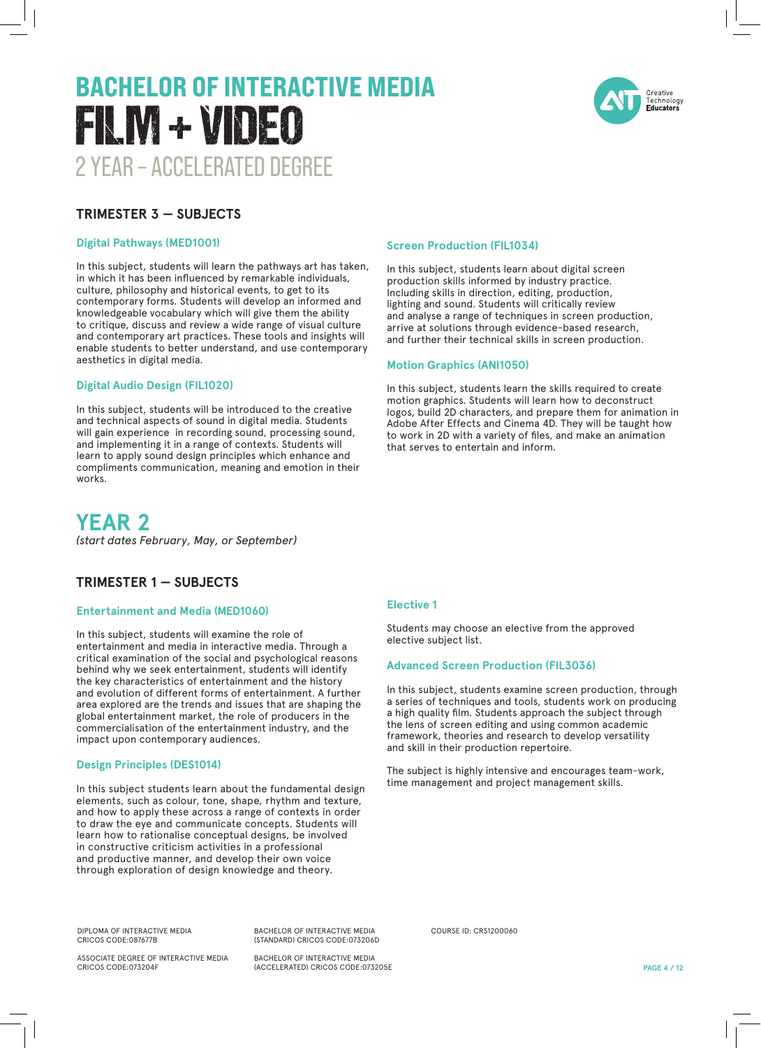# BACHELOR OF INTERACTIVE MEDIA
# FILM + VIDEO
## 2 YEAR – ACCELERATED DEGREE

### TRIMESTER 3 — SUBJECTS

**Digital Pathways (MED1001)**

In this subject, students will learn the pathways art has taken, in which it has been influenced by remarkable individuals, culture, philosophy and historical events, to get to its contemporary forms. Students will develop an informed and knowledgeable vocabulary which will give them the ability to critique, discuss and review a wide range of visual culture and contemporary art practices. These tools and insights will enable students to better understand, and use contemporary aesthetics in digital media.

**Digital Audio Design (FIL1020)**

In this subject, students will be introduced to the creative and technical aspects of sound in digital media. Students will gain experience in recording sound, processing sound, and implementing it in a range of contexts. Students will learn to apply sound design principles which enhance and compliments communication, meaning and emotion in their works.

**Screen Production (FIL1034)**

In this subject, students learn about digital screen production skills informed by industry practice. Including skills in direction, editing, production, lighting and sound. Students will critically review and analyse a range of techniques in screen production, arrive at solutions through evidence-based research, and further their technical skills in screen production.

**Motion Graphics (ANI1050)**

In this subject, students learn the skills required to create motion graphics. Students will learn how to deconstruct logos, build 2D characters, and prepare them for animation in Adobe After Effects and Cinema 4D. They will be taught how to work in 2D with a variety of files, and make an animation that serves to entertain and inform.

## YEAR 2

*(start dates February, May, or September)*

### TRIMESTER 1 — SUBJECTS

**Entertainment and Media (MED1060)**

In this subject, students will examine the role of entertainment and media in interactive media. Through a critical examination of the social and psychological reasons behind why we seek entertainment, students will identify the key characteristics of entertainment and the history and evolution of different forms of entertainment. A further area explored are the trends and issues that are shaping the global entertainment market, the role of producers in the commercialisation of the entertainment industry, and the impact upon contemporary audiences.

**Design Principles (DES1014)**

In this subject students learn about the fundamental design elements, such as colour, tone, shape, rhythm and texture, and how to apply these across a range of contexts in order to draw the eye and communicate concepts. Students will learn how to rationalise conceptual designs, be involved in constructive criticism activities in a professional and productive manner, and develop their own voice through exploration of design knowledge and theory.

**Elective 1**

Students may choose an elective from the approved elective subject list.

**Advanced Screen Production (FIL3036)**

In this subject, students examine screen production, through a series of techniques and tools, students work on producing a high quality film. Students approach the subject through the lens of screen editing and using common academic framework, theories and research to develop versatility and skill in their production repertoire.

The subject is highly intensive and encourages team-work, time management and project management skills.

DIPLOMA OF INTERACTIVE MEDIA CRICOS CODE:087677B

ASSOCIATE DEGREE OF INTERACTIVE MEDIA CRICOS CODE:073204F

BACHELOR OF INTERACTIVE MEDIA (STANDARD) CRICOS CODE:073206D

BACHELOR OF INTERACTIVE MEDIA (ACCELERATED) CRICOS CODE:073205E

COURSE ID: CRS1200060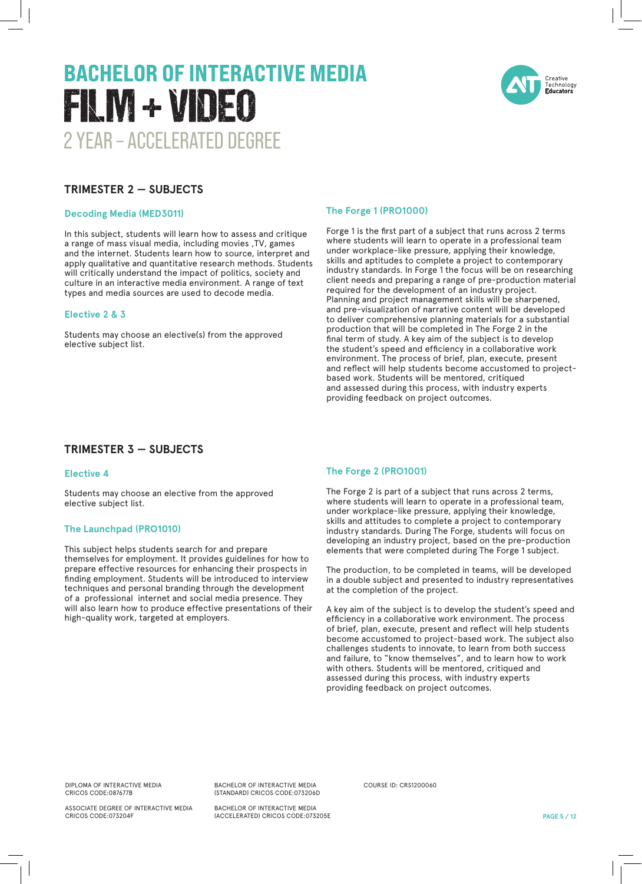# BACHELOR OF INTERACTIVE MEDIA
# FILM + VIDEO
## 2 YEAR – ACCELERATED DEGREE

Creative Technology Educators

## TRIMESTER 2 — SUBJECTS

### Decoding Media (MED3011)

In this subject, students will learn how to assess and critique a range of mass visual media, including movies ,TV, games and the internet. Students learn how to source, interpret and apply qualitative and quantitative research methods. Students will critically understand the impact of politics, society and culture in an interactive media environment. A range of text types and media sources are used to decode media.

### Elective 2 & 3

Students may choose an elective(s) from the approved elective subject list.

### The Forge 1 (PRO1000)

Forge 1 is the first part of a subject that runs across 2 terms where students will learn to operate in a professional team under workplace-like pressure, applying their knowledge, skills and aptitudes to complete a project to contemporary industry standards. In Forge 1 the focus will be on researching client needs and preparing a range of pre-production material required for the development of an industry project. Planning and project management skills will be sharpened, and pre-visualization of narrative content will be developed to deliver comprehensive planning materials for a substantial production that will be completed in The Forge 2 in the final term of study. A key aim of the subject is to develop the student's speed and efficiency in a collaborative work environment. The process of brief, plan, execute, present and reflect will help students become accustomed to project-based work. Students will be mentored, critiqued and assessed during this process, with industry experts providing feedback on project outcomes.

## TRIMESTER 3 — SUBJECTS

### Elective 4

Students may choose an elective from the approved elective subject list.

### The Launchpad (PRO1010)

This subject helps students search for and prepare themselves for employment. It provides guidelines for how to prepare effective resources for enhancing their prospects in finding employment. Students will be introduced to interview techniques and personal branding through the development of a professional internet and social media presence. They will also learn how to produce effective presentations of their high-quality work, targeted at employers.

### The Forge 2 (PRO1001)

The Forge 2 is part of a subject that runs across 2 terms, where students will learn to operate in a professional team, under workplace-like pressure, applying their knowledge, skills and attitudes to complete a project to contemporary industry standards. During The Forge, students will focus on developing an industry project, based on the pre-production elements that were completed during The Forge 1 subject.

The production, to be completed in teams, will be developed in a double subject and presented to industry representatives at the completion of the project.

A key aim of the subject is to develop the student's speed and efficiency in a collaborative work environment. The process of brief, plan, execute, present and reflect will help students become accustomed to project-based work. The subject also challenges students to innovate, to learn from both success and failure, to "know themselves", and to learn how to work with others. Students will be mentored, critiqued and assessed during this process, with industry experts providing feedback on project outcomes.

DIPLOMA OF INTERACTIVE MEDIA CRICOS CODE:087677B

ASSOCIATE DEGREE OF INTERACTIVE MEDIA CRICOS CODE:073204F

BACHELOR OF INTERACTIVE MEDIA (STANDARD) CRICOS CODE:073206D

BACHELOR OF INTERACTIVE MEDIA (ACCELERATED) CRICOS CODE:073205E

COURSE ID: CRS1200060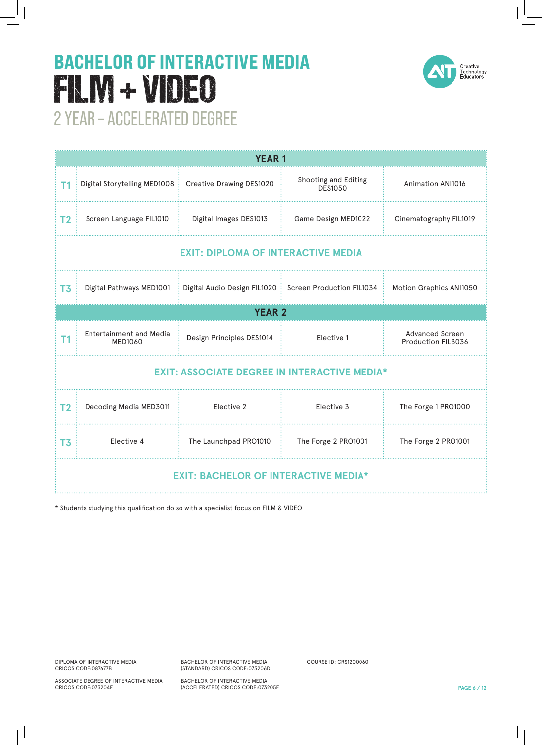# BACHELOR OF INTERACTIVE MEDIA

# FILM + VIDEO

## 2 YEAR – ACCELERATED DEGREE

Creative Technology Educators

| | | | | |
|---|---|---|---|---|
| **YEAR 1** | | | | |
| T1 | Digital Storytelling MED1008 | Creative Drawing DES1020 | Shooting and Editing DES1050 | Animation ANI1016 |
| T2 | Screen Language FIL1010 | Digital Images DES1013 | Game Design MED1022 | Cinematography FIL1019 |
| **EXIT: DIPLOMA OF INTERACTIVE MEDIA** | | | | |
| T3 | Digital Pathways MED1001 | Digital Audio Design FIL1020 | Screen Production FIL1034 | Motion Graphics ANI1050 |
| **YEAR 2** | | | | |
| T1 | Entertainment and Media MED1060 | Design Principles DES1014 | Elective 1 | Advanced Screen Production FIL3036 |
| **EXIT: ASSOCIATE DEGREE IN INTERACTIVE MEDIA*** | | | | |
| T2 | Decoding Media MED3011 | Elective 2 | Elective 3 | The Forge 1 PRO1000 |
| T3 | Elective 4 | The Launchpad PRO1010 | The Forge 2 PRO1001 | The Forge 2 PRO1001 |
| **EXIT: BACHELOR OF INTERACTIVE MEDIA*** | | | | |

* Students studying this qualification do so with a specialist focus on FILM & VIDEO

DIPLOMA OF INTERACTIVE MEDIA
CRICOS CODE:087677B

ASSOCIATE DEGREE OF INTERACTIVE MEDIA
CRICOS CODE:073204F

BACHELOR OF INTERACTIVE MEDIA
(STANDARD) CRICOS CODE:073206D

BACHELOR OF INTERACTIVE MEDIA
(ACCELERATED) CRICOS CODE:073205E

COURSE ID: CRS1200060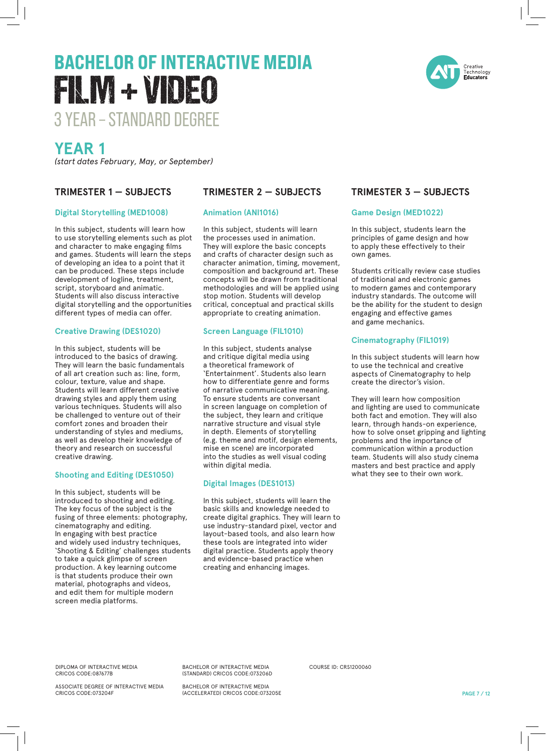# BACHELOR OF INTERACTIVE MEDIA

# FILM + VIDEO

## 3 YEAR – STANDARD DEGREE

Creative Technology Educators

## YEAR 1

*(start dates February, May, or September)*

### TRIMESTER 1 — SUBJECTS

#### Digital Storytelling (MED1008)

In this subject, students will learn how to use storytelling elements such as plot and character to make engaging films and games. Students will learn the steps of developing an idea to a point that it can be produced. These steps include development of logline, treatment, script, storyboard and animatic. Students will also discuss interactive digital storytelling and the opportunities different types of media can offer.

#### Creative Drawing (DES1020)

In this subject, students will be introduced to the basics of drawing. They will learn the basic fundamentals of all art creation such as: line, form, colour, texture, value and shape. Students will learn different creative drawing styles and apply them using various techniques. Students will also be challenged to venture out of their comfort zones and broaden their understanding of styles and mediums, as well as develop their knowledge of theory and research on successful creative drawing.

#### Shooting and Editing (DES1050)

In this subject, students will be introduced to shooting and editing. The key focus of the subject is the fusing of three elements: photography, cinematography and editing. In engaging with best practice and widely used industry techniques, 'Shooting & Editing' challenges students to take a quick glimpse of screen production. A key learning outcome is that students produce their own material, photographs and videos, and edit them for multiple modern screen media platforms.

### TRIMESTER 2 — SUBJECTS

#### Animation (ANI1016)

In this subject, students will learn the processes used in animation. They will explore the basic concepts and crafts of character design such as character animation, timing, movement, composition and background art. These concepts will be drawn from traditional methodologies and will be applied using stop motion. Students will develop critical, conceptual and practical skills appropriate to creating animation.

#### Screen Language (FIL1010)

In this subject, students analyse and critique digital media using a theoretical framework of 'Entertainment'. Students also learn how to differentiate genre and forms of narrative communicative meaning. To ensure students are conversant in screen language on completion of the subject, they learn and critique narrative structure and visual style in depth. Elements of storytelling (e.g. theme and motif, design elements, mise en scene) are incorporated into the studies as well visual coding within digital media.

#### Digital Images (DES1013)

In this subject, students will learn the basic skills and knowledge needed to create digital graphics. They will learn to use industry-standard pixel, vector and layout-based tools, and also learn how these tools are integrated into wider digital practice. Students apply theory and evidence-based practice when creating and enhancing images.

### TRIMESTER 3 — SUBJECTS

#### Game Design (MED1022)

In this subject, students learn the principles of game design and how to apply these effectively to their own games.

Students critically review case studies of traditional and electronic games to modern games and contemporary industry standards. The outcome will be the ability for the student to design engaging and effective games and game mechanics.

#### Cinematography (FIL1019)

In this subject students will learn how to use the technical and creative aspects of Cinematography to help create the director's vision.

They will learn how composition and lighting are used to communicate both fact and emotion. They will also learn, through hands-on experience, how to solve onset gripping and lighting problems and the importance of communication within a production team. Students will also study cinema masters and best practice and apply what they see to their own work.

DIPLOMA OF INTERACTIVE MEDIA CRICOS CODE:087677B

ASSOCIATE DEGREE OF INTERACTIVE MEDIA CRICOS CODE:073204F

BACHELOR OF INTERACTIVE MEDIA (STANDARD) CRICOS CODE:073206D

BACHELOR OF INTERACTIVE MEDIA (ACCELERATED) CRICOS CODE:073205E

COURSE ID: CRS1200060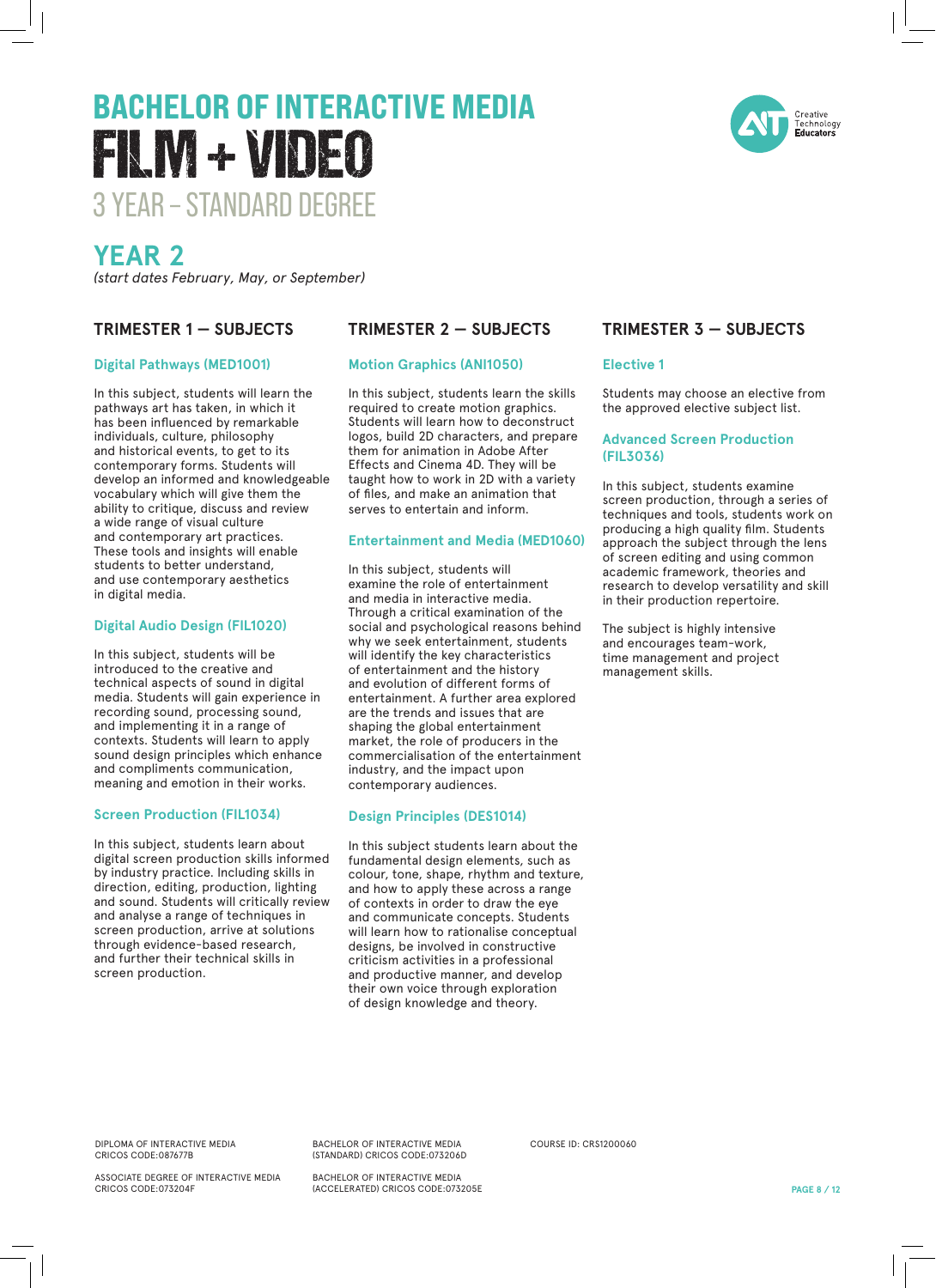# BACHELOR OF INTERACTIVE MEDIA
# FILM + VIDEO
## 3 YEAR – STANDARD DEGREE

## YEAR 2

*(start dates February, May, or September)*

### TRIMESTER 1 — SUBJECTS

#### Digital Pathways (MED1001)

In this subject, students will learn the pathways art has taken, in which it has been influenced by remarkable individuals, culture, philosophy and historical events, to get to its contemporary forms. Students will develop an informed and knowledgeable vocabulary which will give them the ability to critique, discuss and review a wide range of visual culture and contemporary art practices. These tools and insights will enable students to better understand, and use contemporary aesthetics in digital media.

#### Digital Audio Design (FIL1020)

In this subject, students will be introduced to the creative and technical aspects of sound in digital media. Students will gain experience in recording sound, processing sound, and implementing it in a range of contexts. Students will learn to apply sound design principles which enhance and compliments communication, meaning and emotion in their works.

#### Screen Production (FIL1034)

In this subject, students learn about digital screen production skills informed by industry practice. Including skills in direction, editing, production, lighting and sound. Students will critically review and analyse a range of techniques in screen production, arrive at solutions through evidence-based research, and further their technical skills in screen production.

### TRIMESTER 2 — SUBJECTS

#### Motion Graphics (ANI1050)

In this subject, students learn the skills required to create motion graphics. Students will learn how to deconstruct logos, build 2D characters, and prepare them for animation in Adobe After Effects and Cinema 4D. They will be taught how to work in 2D with a variety of files, and make an animation that serves to entertain and inform.

#### Entertainment and Media (MED1060)

In this subject, students will examine the role of entertainment and media in interactive media. Through a critical examination of the social and psychological reasons behind why we seek entertainment, students will identify the key characteristics of entertainment and the history and evolution of different forms of entertainment. A further area explored are the trends and issues that are shaping the global entertainment market, the role of producers in the commercialisation of the entertainment industry, and the impact upon contemporary audiences.

#### Design Principles (DES1014)

In this subject students learn about the fundamental design elements, such as colour, tone, shape, rhythm and texture, and how to apply these across a range of contexts in order to draw the eye and communicate concepts. Students will learn how to rationalise conceptual designs, be involved in constructive criticism activities in a professional and productive manner, and develop their own voice through exploration of design knowledge and theory.

### TRIMESTER 3 — SUBJECTS

#### Elective 1

Students may choose an elective from the approved elective subject list.

#### Advanced Screen Production (FIL3036)

In this subject, students examine screen production, through a series of techniques and tools, students work on producing a high quality film. Students approach the subject through the lens of screen editing and using common academic framework, theories and research to develop versatility and skill in their production repertoire.

The subject is highly intensive and encourages team-work, time management and project management skills.

DIPLOMA OF INTERACTIVE MEDIA
CRICOS CODE:087677B

ASSOCIATE DEGREE OF INTERACTIVE MEDIA
CRICOS CODE:073204F

BACHELOR OF INTERACTIVE MEDIA
(STANDARD) CRICOS CODE:073206D

BACHELOR OF INTERACTIVE MEDIA
(ACCELERATED) CRICOS CODE:073205E

COURSE ID: CRS1200060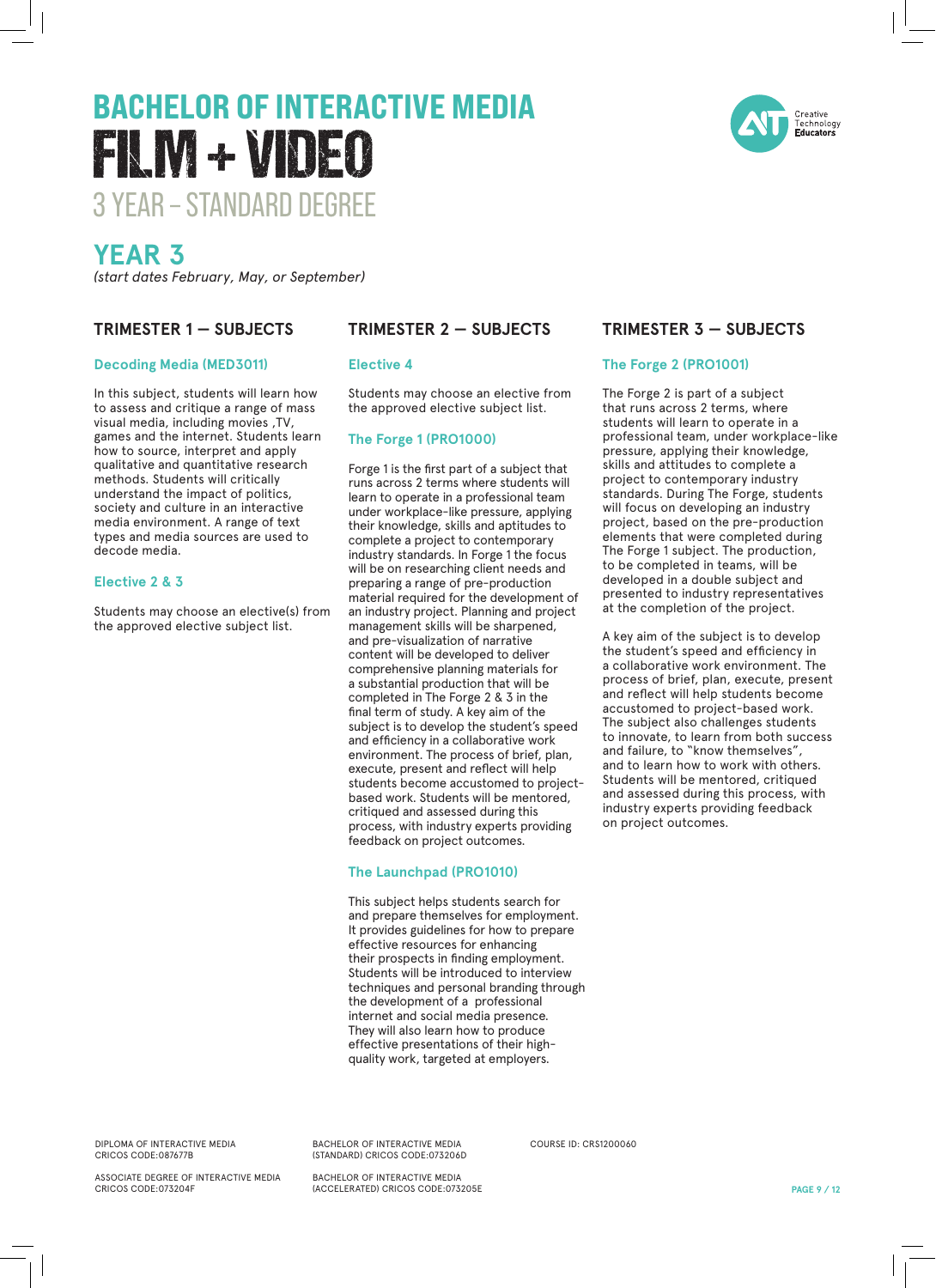# BACHELOR OF INTERACTIVE MEDIA

# FILM + VIDEO

## 3 YEAR – STANDARD DEGREE

Creative Technology Educators

## YEAR 3

*(start dates February, May, or September)*

### TRIMESTER 1 — SUBJECTS

**Decoding Media (MED3011)**

In this subject, students will learn how to assess and critique a range of mass visual media, including movies ,TV, games and the internet. Students learn how to source, interpret and apply qualitative and quantitative research methods. Students will critically understand the impact of politics, society and culture in an interactive media environment. A range of text types and media sources are used to decode media.

**Elective 2 & 3**

Students may choose an elective(s) from the approved elective subject list.

### TRIMESTER 2 — SUBJECTS

**Elective 4**

Students may choose an elective from the approved elective subject list.

**The Forge 1 (PRO1000)**

Forge 1 is the first part of a subject that runs across 2 terms where students will learn to operate in a professional team under workplace-like pressure, applying their knowledge, skills and aptitudes to complete a project to contemporary industry standards. In Forge 1 the focus will be on researching client needs and preparing a range of pre-production material required for the development of an industry project. Planning and project management skills will be sharpened, and pre-visualization of narrative content will be developed to deliver comprehensive planning materials for a substantial production that will be completed in The Forge 2 & 3 in the final term of study. A key aim of the subject is to develop the student's speed and efficiency in a collaborative work environment. The process of brief, plan, execute, present and reflect will help students become accustomed to project-based work. Students will be mentored, critiqued and assessed during this process, with industry experts providing feedback on project outcomes.

**The Launchpad (PRO1010)**

This subject helps students search for and prepare themselves for employment. It provides guidelines for how to prepare effective resources for enhancing their prospects in finding employment. Students will be introduced to interview techniques and personal branding through the development of a professional internet and social media presence. They will also learn how to produce effective presentations of their high-quality work, targeted at employers.

### TRIMESTER 3 — SUBJECTS

**The Forge 2 (PRO1001)**

The Forge 2 is part of a subject that runs across 2 terms, where students will learn to operate in a professional team, under workplace-like pressure, applying their knowledge, skills and attitudes to complete a project to contemporary industry standards. During The Forge, students will focus on developing an industry project, based on the pre-production elements that were completed during The Forge 1 subject. The production, to be completed in teams, will be developed in a double subject and presented to industry representatives at the completion of the project.

A key aim of the subject is to develop the student's speed and efficiency in a collaborative work environment. The process of brief, plan, execute, present and reflect will help students become accustomed to project-based work. The subject also challenges students to innovate, to learn from both success and failure, to "know themselves", and to learn how to work with others. Students will be mentored, critiqued and assessed during this process, with industry experts providing feedback on project outcomes.

DIPLOMA OF INTERACTIVE MEDIA CRICOS CODE:087677B

ASSOCIATE DEGREE OF INTERACTIVE MEDIA CRICOS CODE:073204F

BACHELOR OF INTERACTIVE MEDIA (STANDARD) CRICOS CODE:073206D

BACHELOR OF INTERACTIVE MEDIA (ACCELERATED) CRICOS CODE:073205E

COURSE ID: CRS1200060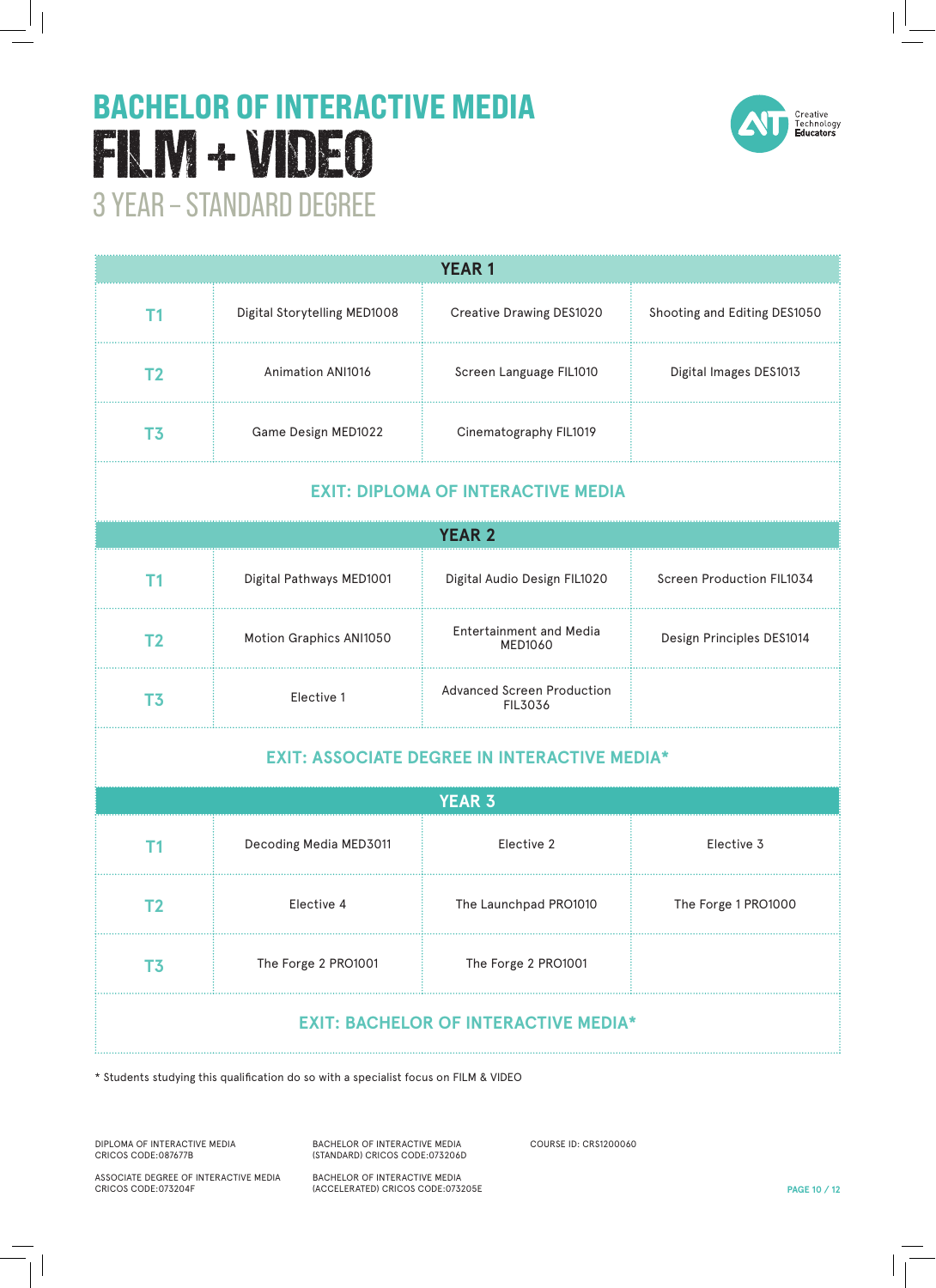# BACHELOR OF INTERACTIVE MEDIA

# FILM + VIDEO

## 3 YEAR – STANDARD DEGREE

Creative Technology Educators

| YEAR 1 | | | |
|---|---|---|---|
| T1 | Digital Storytelling MED1008 | Creative Drawing DES1020 | Shooting and Editing DES1050 |
| T2 | Animation ANI1016 | Screen Language FIL1010 | Digital Images DES1013 |
| T3 | Game Design MED1022 | Cinematography FIL1019 | |
| **EXIT: DIPLOMA OF INTERACTIVE MEDIA** | | | |
| **YEAR 2** | | | |
| T1 | Digital Pathways MED1001 | Digital Audio Design FIL1020 | Screen Production FIL1034 |
| T2 | Motion Graphics ANI1050 | Entertainment and Media MED1060 | Design Principles DES1014 |
| T3 | Elective 1 | Advanced Screen Production FIL3036 | |
| **EXIT: ASSOCIATE DEGREE IN INTERACTIVE MEDIA*** | | | |
| **YEAR 3** | | | |
| T1 | Decoding Media MED3011 | Elective 2 | Elective 3 |
| T2 | Elective 4 | The Launchpad PRO1010 | The Forge 1 PRO1000 |
| T3 | The Forge 2 PRO1001 | The Forge 2 PRO1001 | |
| **EXIT: BACHELOR OF INTERACTIVE MEDIA*** | | | |

* Students studying this qualification do so with a specialist focus on FILM & VIDEO

DIPLOMA OF INTERACTIVE MEDIA
CRICOS CODE:087677B

ASSOCIATE DEGREE OF INTERACTIVE MEDIA
CRICOS CODE:073204F

BACHELOR OF INTERACTIVE MEDIA
(STANDARD) CRICOS CODE:073206D

BACHELOR OF INTERACTIVE MEDIA
(ACCELERATED) CRICOS CODE:073205E

COURSE ID: CRS1200060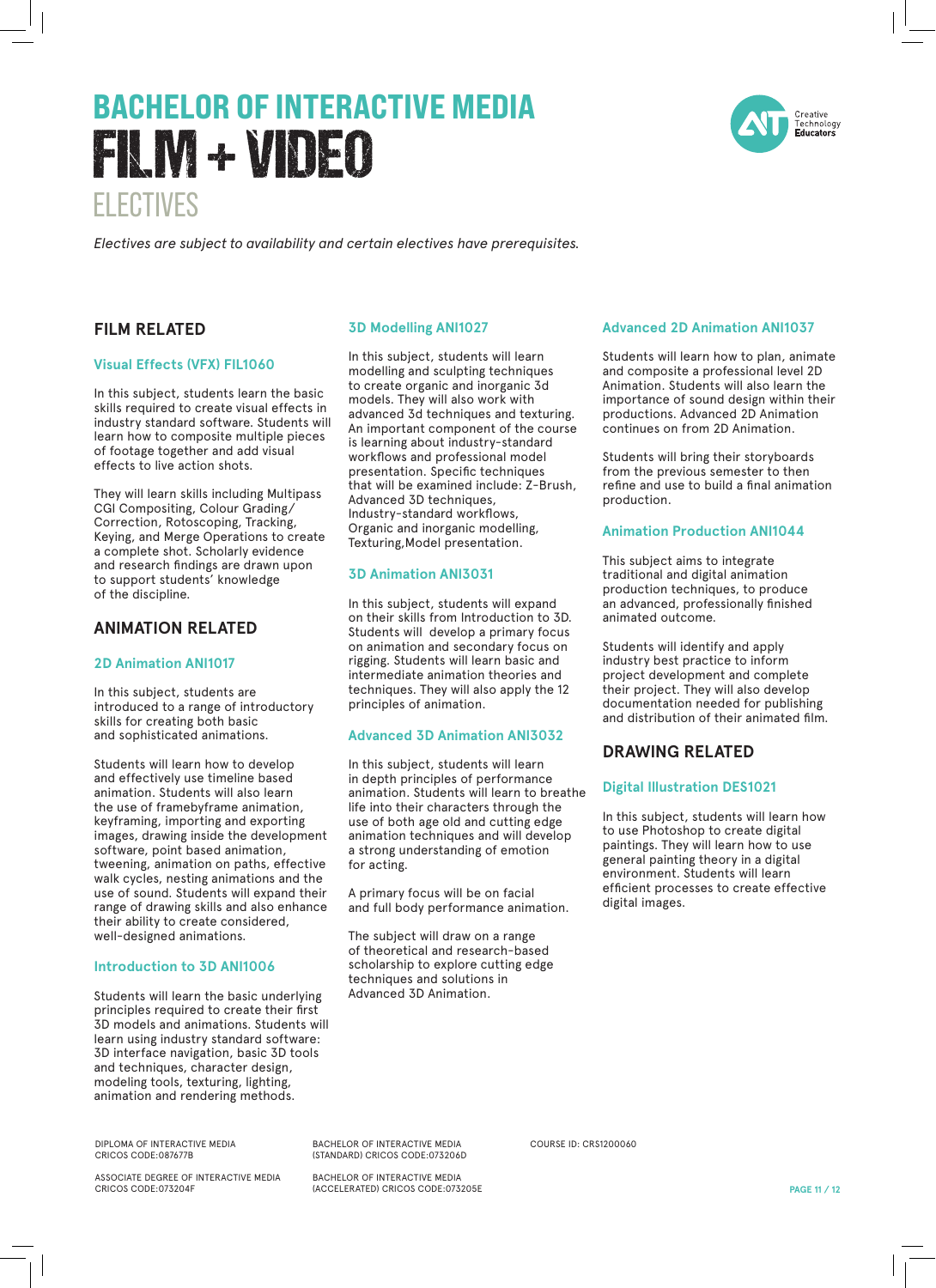# BACHELOR OF INTERACTIVE MEDIA
# FILM + VIDEO
## ELECTIVES

*Electives are subject to availability and certain electives have prerequisites.*

## FILM RELATED

### Visual Effects (VFX) FIL1060

In this subject, students learn the basic skills required to create visual effects in industry standard software. Students will learn how to composite multiple pieces of footage together and add visual effects to live action shots.

They will learn skills including Multipass CGI Compositing, Colour Grading/ Correction, Rotoscoping, Tracking, Keying, and Merge Operations to create a complete shot. Scholarly evidence and research findings are drawn upon to support students' knowledge of the discipline.

## ANIMATION RELATED

### 2D Animation ANI1017

In this subject, students are introduced to a range of introductory skills for creating both basic and sophisticated animations.

Students will learn how to develop and effectively use timeline based animation. Students will also learn the use of framebyframe animation, keyframing, importing and exporting images, drawing inside the development software, point based animation, tweening, animation on paths, effective walk cycles, nesting animations and the use of sound. Students will expand their range of drawing skills and also enhance their ability to create considered, well-designed animations.

### Introduction to 3D ANI1006

Students will learn the basic underlying principles required to create their first 3D models and animations. Students will learn using industry standard software: 3D interface navigation, basic 3D tools and techniques, character design, modeling tools, texturing, lighting, animation and rendering methods.

### 3D Modelling ANI1027

In this subject, students will learn modelling and sculpting techniques to create organic and inorganic 3d models. They will also work with advanced 3d techniques and texturing. An important component of the course is learning about industry-standard workflows and professional model presentation. Specific techniques that will be examined include: Z-Brush, Advanced 3D techniques, Industry-standard workflows, Organic and inorganic modelling, Texturing,Model presentation.

### 3D Animation ANI3031

In this subject, students will expand on their skills from Introduction to 3D. Students will develop a primary focus on animation and secondary focus on rigging. Students will learn basic and intermediate animation theories and techniques. They will also apply the 12 principles of animation.

### Advanced 3D Animation ANI3032

In this subject, students will learn in depth principles of performance animation. Students will learn to breathe life into their characters through the use of both age old and cutting edge animation techniques and will develop a strong understanding of emotion for acting.

A primary focus will be on facial and full body performance animation.

The subject will draw on a range of theoretical and research-based scholarship to explore cutting edge techniques and solutions in Advanced 3D Animation.

### Advanced 2D Animation ANI1037

Students will learn how to plan, animate and composite a professional level 2D Animation. Students will also learn the importance of sound design within their productions. Advanced 2D Animation continues on from 2D Animation.

Students will bring their storyboards from the previous semester to then refine and use to build a final animation production.

### Animation Production ANI1044

This subject aims to integrate traditional and digital animation production techniques, to produce an advanced, professionally finished animated outcome.

Students will identify and apply industry best practice to inform project development and complete their project. They will also develop documentation needed for publishing and distribution of their animated film.

## DRAWING RELATED

### Digital Illustration DES1021

In this subject, students will learn how to use Photoshop to create digital paintings. They will learn how to use general painting theory in a digital environment. Students will learn efficient processes to create effective digital images.

DIPLOMA OF INTERACTIVE MEDIA
CRICOS CODE:087677B

ASSOCIATE DEGREE OF INTERACTIVE MEDIA
CRICOS CODE:073204F

BACHELOR OF INTERACTIVE MEDIA
(STANDARD) CRICOS CODE:073206D

BACHELOR OF INTERACTIVE MEDIA
(ACCELERATED) CRICOS CODE:073205E

COURSE ID: CRS1200060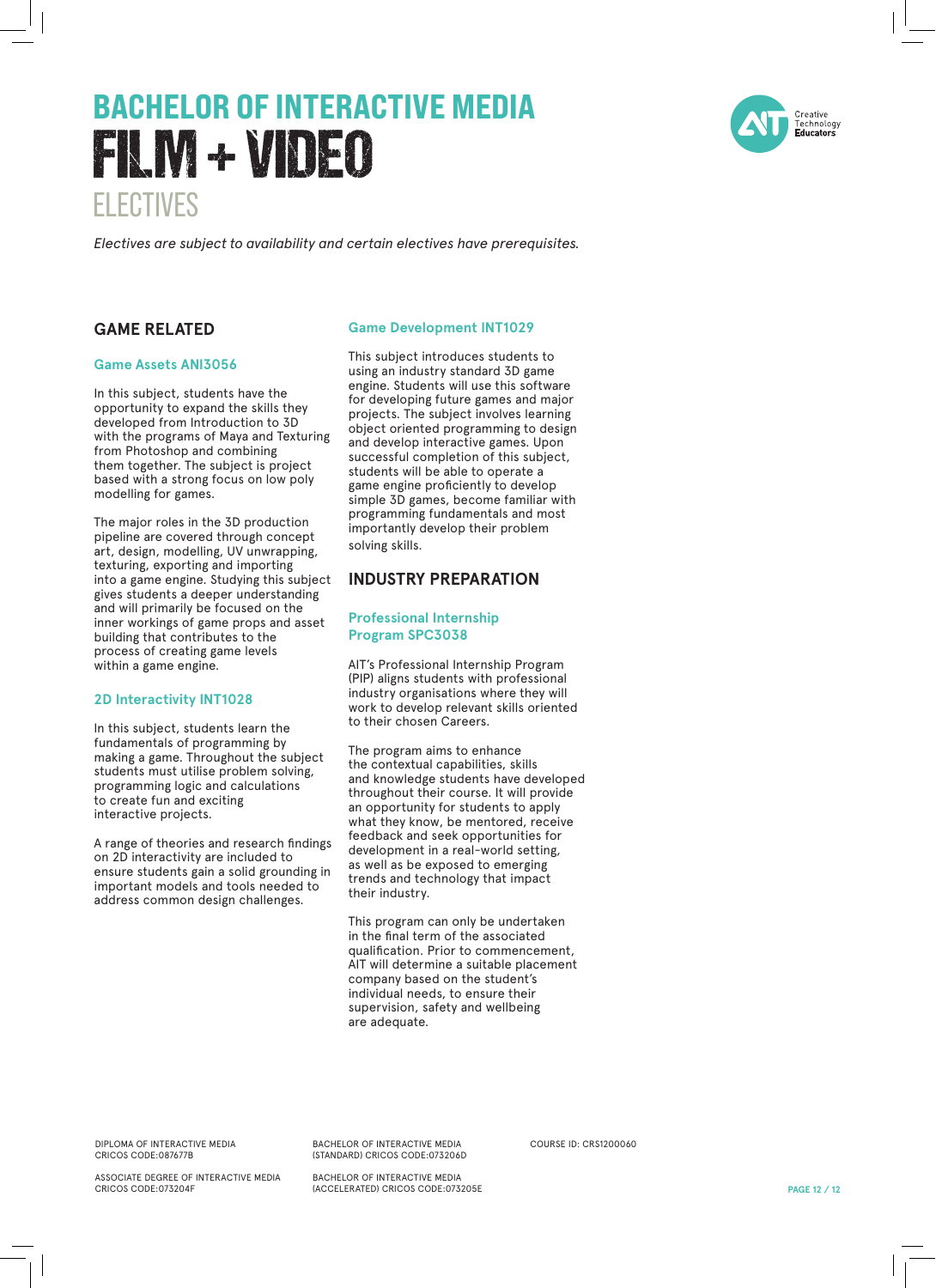# BACHELOR OF INTERACTIVE MEDIA
# FILM + VIDEO
## ELECTIVES

*Electives are subject to availability and certain electives have prerequisites.*

### GAME RELATED

#### Game Assets ANI3056

In this subject, students have the opportunity to expand the skills they developed from Introduction to 3D with the programs of Maya and Texturing from Photoshop and combining them together. The subject is project based with a strong focus on low poly modelling for games.

The major roles in the 3D production pipeline are covered through concept art, design, modelling, UV unwrapping, texturing, exporting and importing into a game engine. Studying this subject gives students a deeper understanding and will primarily be focused on the inner workings of game props and asset building that contributes to the process of creating game levels within a game engine.

#### 2D Interactivity INT1028

In this subject, students learn the fundamentals of programming by making a game. Throughout the subject students must utilise problem solving, programming logic and calculations to create fun and exciting interactive projects.

A range of theories and research findings on 2D interactivity are included to ensure students gain a solid grounding in important models and tools needed to address common design challenges.

#### Game Development INT1029

This subject introduces students to using an industry standard 3D game engine. Students will use this software for developing future games and major projects. The subject involves learning object oriented programming to design and develop interactive games. Upon successful completion of this subject, students will be able to operate a game engine proficiently to develop simple 3D games, become familiar with programming fundamentals and most importantly develop their problem solving skills.

### INDUSTRY PREPARATION

#### Professional Internship Program SPC3038

AIT's Professional Internship Program (PIP) aligns students with professional industry organisations where they will work to develop relevant skills oriented to their chosen Careers.

The program aims to enhance the contextual capabilities, skills and knowledge students have developed throughout their course. It will provide an opportunity for students to apply what they know, be mentored, receive feedback and seek opportunities for development in a real-world setting, as well as be exposed to emerging trends and technology that impact their industry.

This program can only be undertaken in the final term of the associated qualification. Prior to commencement, AIT will determine a suitable placement company based on the student's individual needs, to ensure their supervision, safety and wellbeing are adequate.

DIPLOMA OF INTERACTIVE MEDIA
CRICOS CODE:087677B

ASSOCIATE DEGREE OF INTERACTIVE MEDIA
CRICOS CODE:073204F

BACHELOR OF INTERACTIVE MEDIA
(STANDARD) CRICOS CODE:073206D

BACHELOR OF INTERACTIVE MEDIA
(ACCELERATED) CRICOS CODE:073205E

COURSE ID: CRS1200060